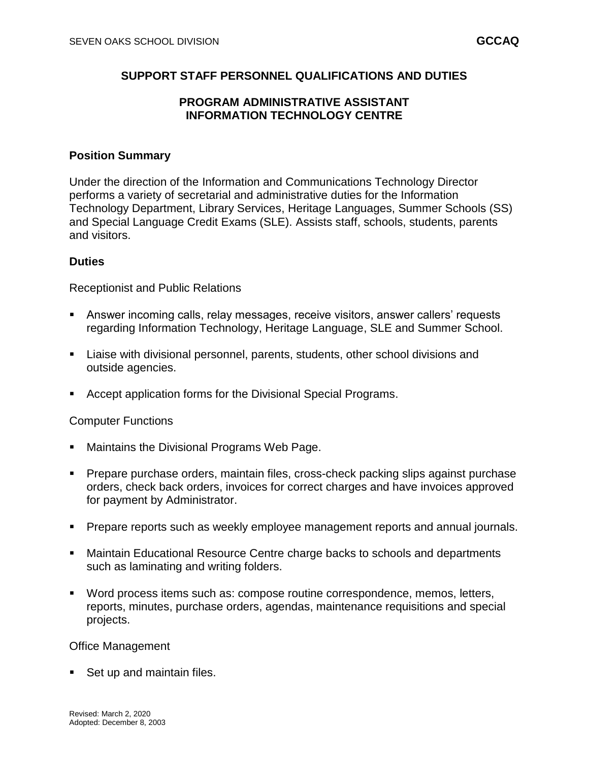# SUPPORT STAFF PERSONNEL QUALIFICATIONS AND DUTIES

## PROGRAM ADMINISTRATIVE ASSISTANT
## INFORMATION TECHNOLOGY CENTRE

### Position Summary

Under the direction of the Information and Communications Technology Director performs a variety of secretarial and administrative duties for the Information Technology Department, Library Services, Heritage Languages, Summer Schools (SS) and Special Language Credit Exams (SLE). Assists staff, schools, students, parents and visitors.

### Duties

Receptionist and Public Relations

- Answer incoming calls, relay messages, receive visitors, answer callers' requests regarding Information Technology, Heritage Language, SLE and Summer School.
- Liaise with divisional personnel, parents, students, other school divisions and outside agencies.
- Accept application forms for the Divisional Special Programs.

Computer Functions

- Maintains the Divisional Programs Web Page.
- Prepare purchase orders, maintain files, cross-check packing slips against purchase orders, check back orders, invoices for correct charges and have invoices approved for payment by Administrator.
- Prepare reports such as weekly employee management reports and annual journals.
- Maintain Educational Resource Centre charge backs to schools and departments such as laminating and writing folders.
- Word process items such as: compose routine correspondence, memos, letters, reports, minutes, purchase orders, agendas, maintenance requisitions and special projects.

Office Management

- Set up and maintain files.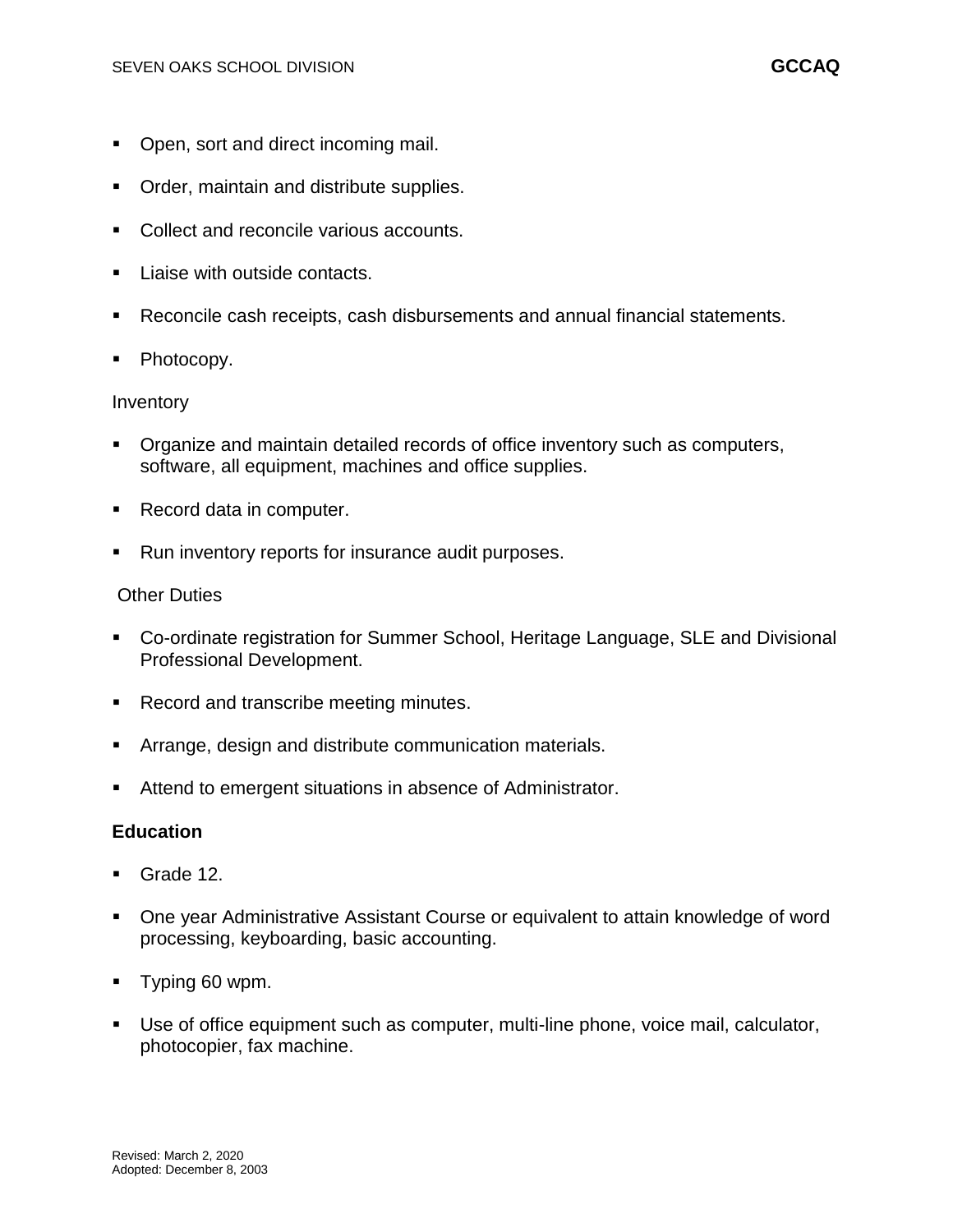- Open, sort and direct incoming mail.
- Order, maintain and distribute supplies.
- Collect and reconcile various accounts.
- Liaise with outside contacts.
- Reconcile cash receipts, cash disbursements and annual financial statements.
- Photocopy.

Inventory

- Organize and maintain detailed records of office inventory such as computers, software, all equipment, machines and office supplies.
- Record data in computer.
- Run inventory reports for insurance audit purposes.

Other Duties

- Co-ordinate registration for Summer School, Heritage Language, SLE and Divisional Professional Development.
- Record and transcribe meeting minutes.
- Arrange, design and distribute communication materials.
- Attend to emergent situations in absence of Administrator.

**Education**

- Grade 12.
- One year Administrative Assistant Course or equivalent to attain knowledge of word processing, keyboarding, basic accounting.
- Typing 60 wpm.
- Use of office equipment such as computer, multi-line phone, voice mail, calculator, photocopier, fax machine.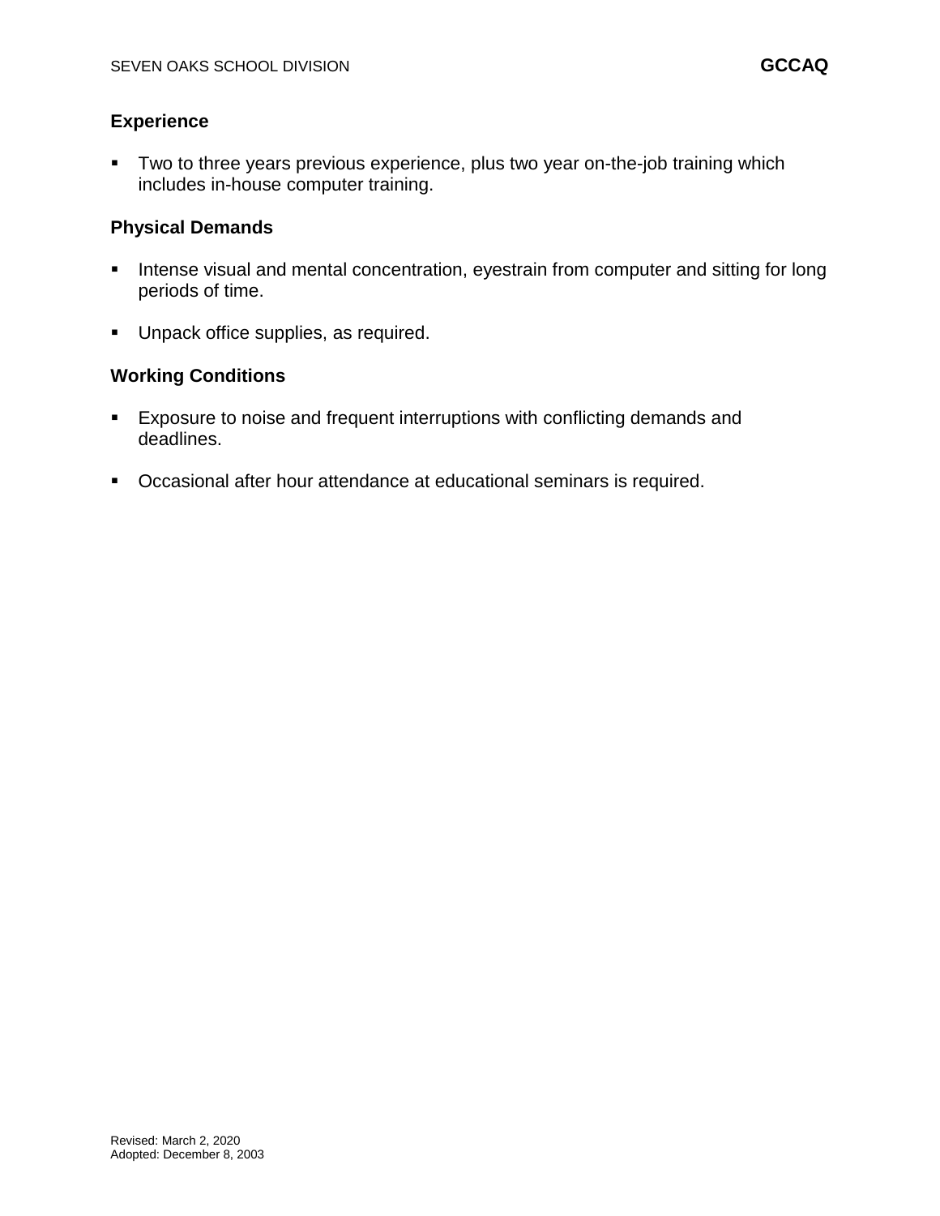**Experience**

- Two to three years previous experience, plus two year on-the-job training which includes in-house computer training.

**Physical Demands**

- Intense visual and mental concentration, eyestrain from computer and sitting for long periods of time.
- Unpack office supplies, as required.

**Working Conditions**

- Exposure to noise and frequent interruptions with conflicting demands and deadlines.
- Occasional after hour attendance at educational seminars is required.

Revised: March 2, 2020
Adopted: December 8, 2003